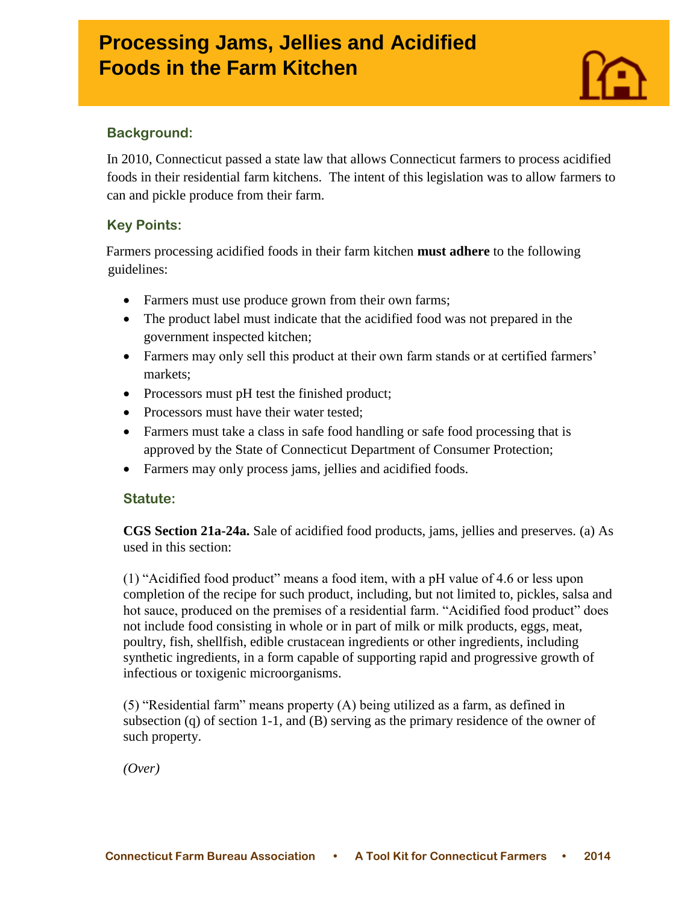# Processing Jams, Jellies and Acidified Foods in the Farm Kitchen

## Background:

In 2010, Connecticut passed a state law that allows Connecticut farmers to process acidified foods in their residential farm kitchens. The intent of this legislation was to allow farmers to can and pickle produce from their farm.

## Key Points:

Farmers processing acidified foods in their farm kitchen **must adhere** to the following guidelines:

- Farmers must use produce grown from their own farms;
- The product label must indicate that the acidified food was not prepared in the government inspected kitchen;
- Farmers may only sell this product at their own farm stands or at certified farmers' markets;
- Processors must pH test the finished product;
- Processors must have their water tested;
- Farmers must take a class in safe food handling or safe food processing that is approved by the State of Connecticut Department of Consumer Protection;
- Farmers may only process jams, jellies and acidified foods.

## Statute:

**CGS Section 21a-24a.** Sale of acidified food products, jams, jellies and preserves. (a) As used in this section:

(1) "Acidified food product" means a food item, with a pH value of 4.6 or less upon completion of the recipe for such product, including, but not limited to, pickles, salsa and hot sauce, produced on the premises of a residential farm. "Acidified food product" does not include food consisting in whole or in part of milk or milk products, eggs, meat, poultry, fish, shellfish, edible crustacean ingredients or other ingredients, including synthetic ingredients, in a form capable of supporting rapid and progressive growth of infectious or toxigenic microorganisms.

(5) "Residential farm" means property (A) being utilized as a farm, as defined in subsection (q) of section 1-1, and (B) serving as the primary residence of the owner of such property.

*(Over)*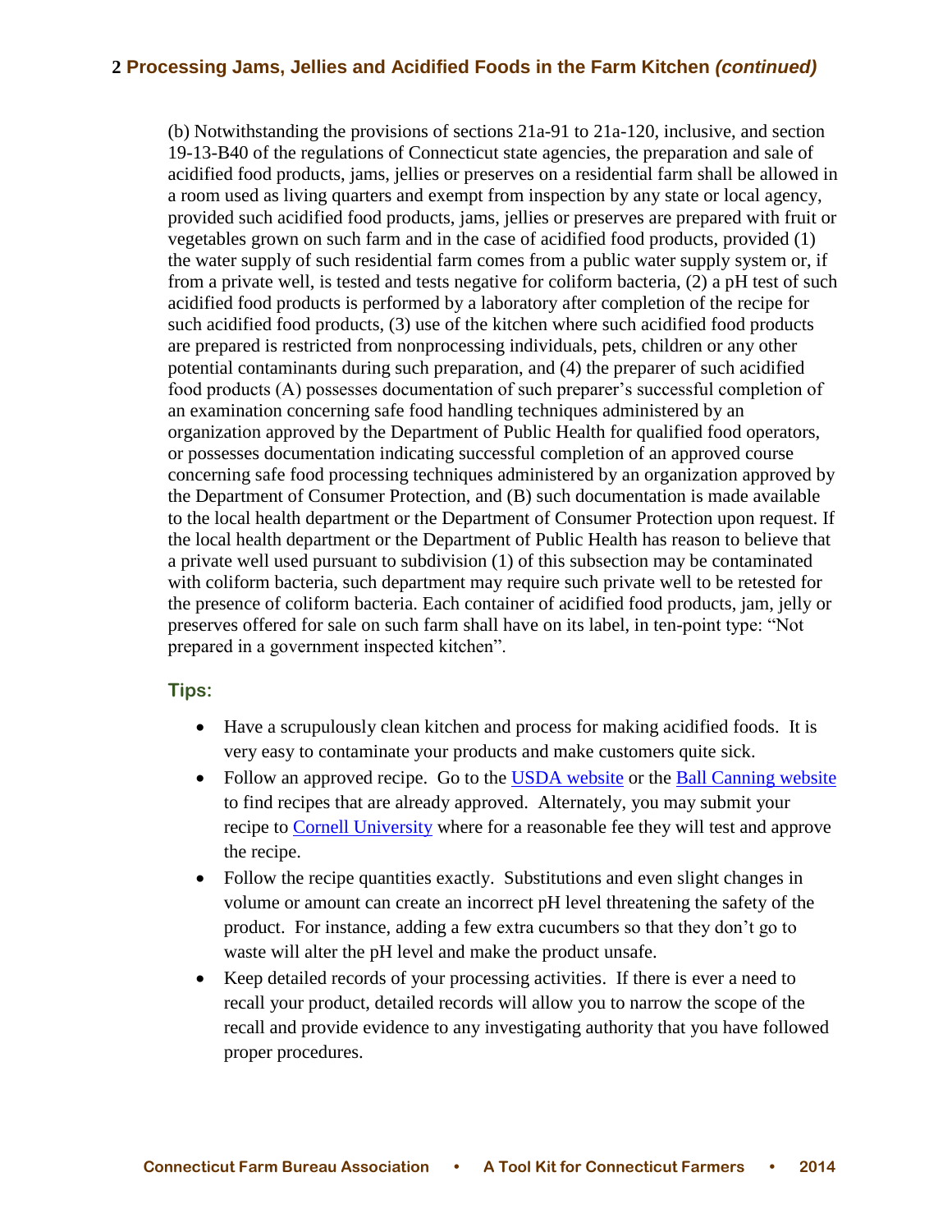## 2 Processing Jams, Jellies and Acidified Foods in the Farm Kitchen *(continued)*

(b) Notwithstanding the provisions of sections 21a-91 to 21a-120, inclusive, and section 19-13-B40 of the regulations of Connecticut state agencies, the preparation and sale of acidified food products, jams, jellies or preserves on a residential farm shall be allowed in a room used as living quarters and exempt from inspection by any state or local agency, provided such acidified food products, jams, jellies or preserves are prepared with fruit or vegetables grown on such farm and in the case of acidified food products, provided (1) the water supply of such residential farm comes from a public water supply system or, if from a private well, is tested and tests negative for coliform bacteria, (2) a pH test of such acidified food products is performed by a laboratory after completion of the recipe for such acidified food products, (3) use of the kitchen where such acidified food products are prepared is restricted from nonprocessing individuals, pets, children or any other potential contaminants during such preparation, and (4) the preparer of such acidified food products (A) possesses documentation of such preparer's successful completion of an examination concerning safe food handling techniques administered by an organization approved by the Department of Public Health for qualified food operators, or possesses documentation indicating successful completion of an approved course concerning safe food processing techniques administered by an organization approved by the Department of Consumer Protection, and (B) such documentation is made available to the local health department or the Department of Consumer Protection upon request. If the local health department or the Department of Public Health has reason to believe that a private well used pursuant to subdivision (1) of this subsection may be contaminated with coliform bacteria, such department may require such private well to be retested for the presence of coliform bacteria. Each container of acidified food products, jam, jelly or preserves offered for sale on such farm shall have on its label, in ten-point type: "Not prepared in a government inspected kitchen".

### Tips:

- Have a scrupulously clean kitchen and process for making acidified foods. It is very easy to contaminate your products and make customers quite sick.
- Follow an approved recipe. Go to the USDA website or the Ball Canning website to find recipes that are already approved. Alternately, you may submit your recipe to Cornell University where for a reasonable fee they will test and approve the recipe.
- Follow the recipe quantities exactly. Substitutions and even slight changes in volume or amount can create an incorrect pH level threatening the safety of the product. For instance, adding a few extra cucumbers so that they don't go to waste will alter the pH level and make the product unsafe.
- Keep detailed records of your processing activities. If there is ever a need to recall your product, detailed records will allow you to narrow the scope of the recall and provide evidence to any investigating authority that you have followed proper procedures.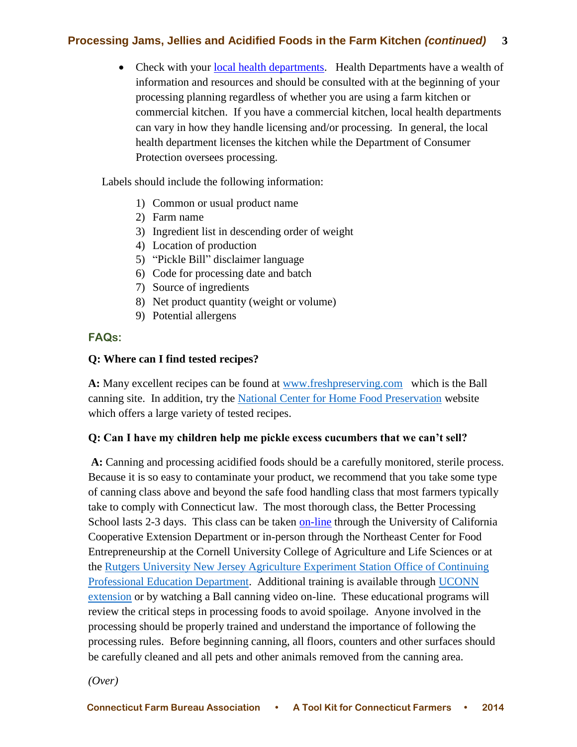- Check with your local health departments. Health Departments have a wealth of information and resources and should be consulted with at the beginning of your processing planning regardless of whether you are using a farm kitchen or commercial kitchen. If you have a commercial kitchen, local health departments can vary in how they handle licensing and/or processing. In general, the local health department licenses the kitchen while the Department of Consumer Protection oversees processing.

Labels should include the following information:

1) Common or usual product name
2) Farm name
3) Ingredient list in descending order of weight
4) Location of production
5) "Pickle Bill" disclaimer language
6) Code for processing date and batch
7) Source of ingredients
8) Net product quantity (weight or volume)
9) Potential allergens

## FAQs:

**Q: Where can I find tested recipes?**

**A:** Many excellent recipes can be found at www.freshpreserving.com which is the Ball canning site. In addition, try the National Center for Home Food Preservation website which offers a large variety of tested recipes.

**Q: Can I have my children help me pickle excess cucumbers that we can't sell?**

**A:** Canning and processing acidified foods should be a carefully monitored, sterile process. Because it is so easy to contaminate your product, we recommend that you take some type of canning class above and beyond the safe food handling class that most farmers typically take to comply with Connecticut law. The most thorough class, the Better Processing School lasts 2-3 days. This class can be taken on-line through the University of California Cooperative Extension Department or in-person through the Northeast Center for Food Entrepreneurship at the Cornell University College of Agriculture and Life Sciences or at the Rutgers University New Jersey Agriculture Experiment Station Office of Continuing Professional Education Department. Additional training is available through UCONN extension or by watching a Ball canning video on-line. These educational programs will review the critical steps in processing foods to avoid spoilage. Anyone involved in the processing should be properly trained and understand the importance of following the processing rules. Before beginning canning, all floors, counters and other surfaces should be carefully cleaned and all pets and other animals removed from the canning area.

*(Over)*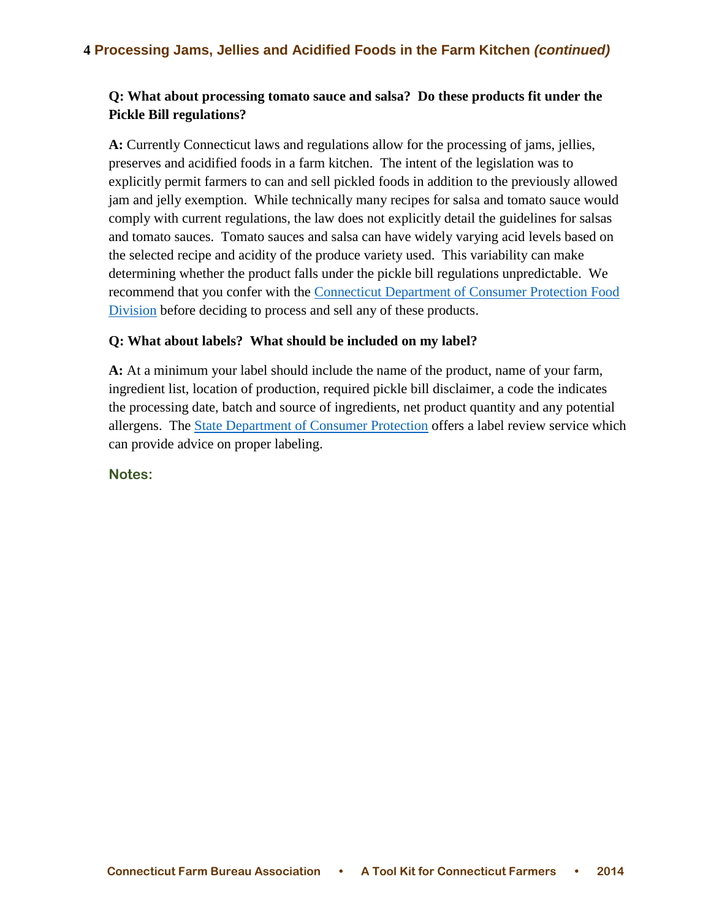## 4 Processing Jams, Jellies and Acidified Foods in the Farm Kitchen *(continued)*

**Q: What about processing tomato sauce and salsa? Do these products fit under the Pickle Bill regulations?**

**A:** Currently Connecticut laws and regulations allow for the processing of jams, jellies, preserves and acidified foods in a farm kitchen. The intent of the legislation was to explicitly permit farmers to can and sell pickled foods in addition to the previously allowed jam and jelly exemption. While technically many recipes for salsa and tomato sauce would comply with current regulations, the law does not explicitly detail the guidelines for salsas and tomato sauces. Tomato sauces and salsa can have widely varying acid levels based on the selected recipe and acidity of the produce variety used. This variability can make determining whether the product falls under the pickle bill regulations unpredictable. We recommend that you confer with the Connecticut Department of Consumer Protection Food Division before deciding to process and sell any of these products.

**Q: What about labels? What should be included on my label?**

**A:** At a minimum your label should include the name of the product, name of your farm, ingredient list, location of production, required pickle bill disclaimer, a code the indicates the processing date, batch and source of ingredients, net product quantity and any potential allergens. The State Department of Consumer Protection offers a label review service which can provide advice on proper labeling.

**Notes:**